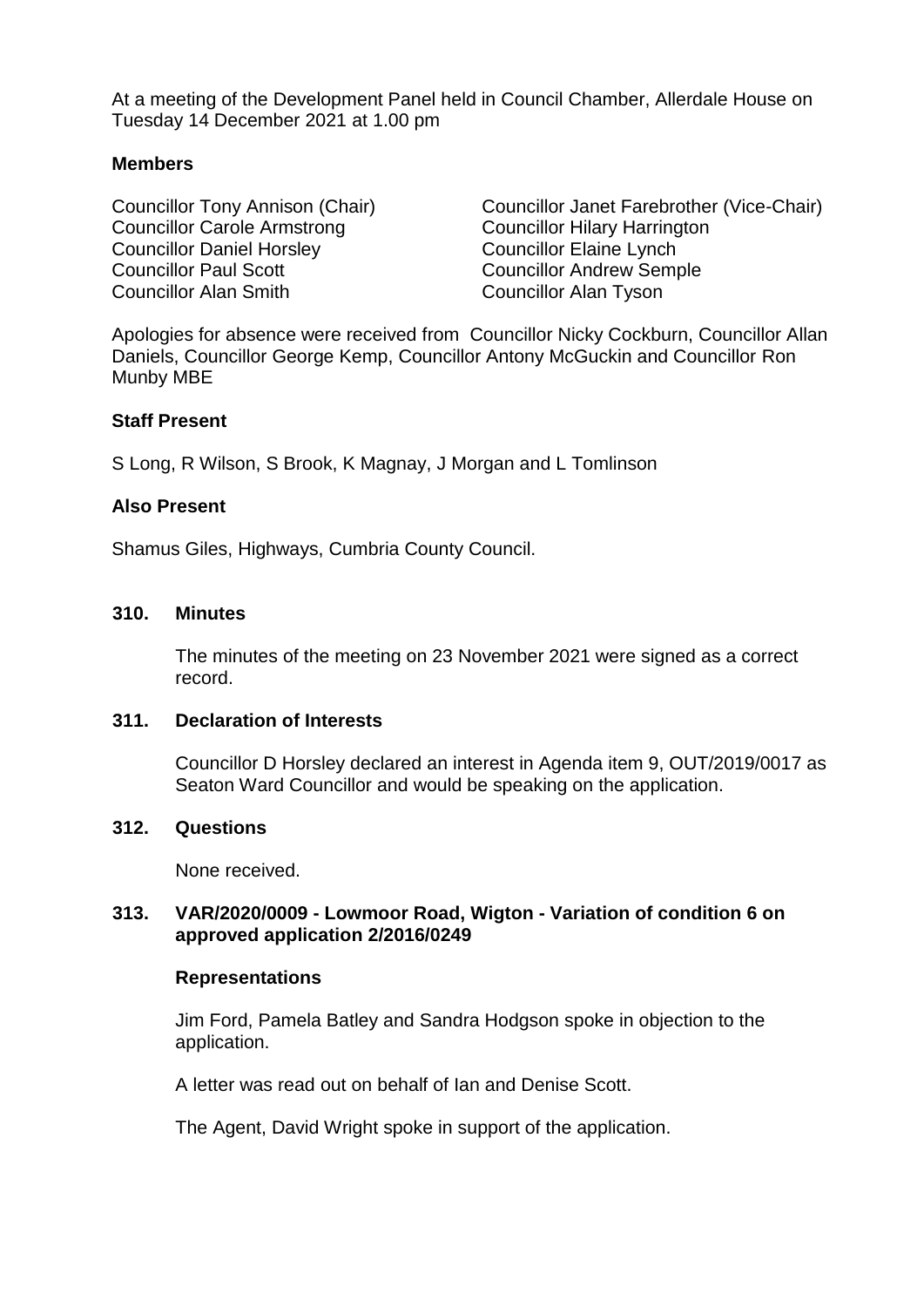At a meeting of the Development Panel held in Council Chamber, Allerdale House on Tuesday 14 December 2021 at 1.00 pm

## Members

Councillor Tony Annison (Chair)
Councillor Janet Farebrother (Vice-Chair)
Councillor Carole Armstrong
Councillor Hilary Harrington
Councillor Daniel Horsley
Councillor Elaine Lynch
Councillor Paul Scott
Councillor Andrew Semple
Councillor Alan Smith
Councillor Alan Tyson

Apologies for absence were received from Councillor Nicky Cockburn, Councillor Allan Daniels, Councillor George Kemp, Councillor Antony McGuckin and Councillor Ron Munby MBE

## Staff Present

S Long, R Wilson, S Brook, K Magnay, J Morgan and L Tomlinson

## Also Present

Shamus Giles, Highways, Cumbria County Council.

## 310. Minutes

The minutes of the meeting on 23 November 2021 were signed as a correct record.

## 311. Declaration of Interests

Councillor D Horsley declared an interest in Agenda item 9, OUT/2019/0017 as Seaton Ward Councillor and would be speaking on the application.

## 312. Questions

None received.

## 313. VAR/2020/0009 - Lowmoor Road, Wigton - Variation of condition 6 on approved application 2/2016/0249

### Representations

Jim Ford, Pamela Batley and Sandra Hodgson spoke in objection to the application.

A letter was read out on behalf of Ian and Denise Scott.

The Agent, David Wright spoke in support of the application.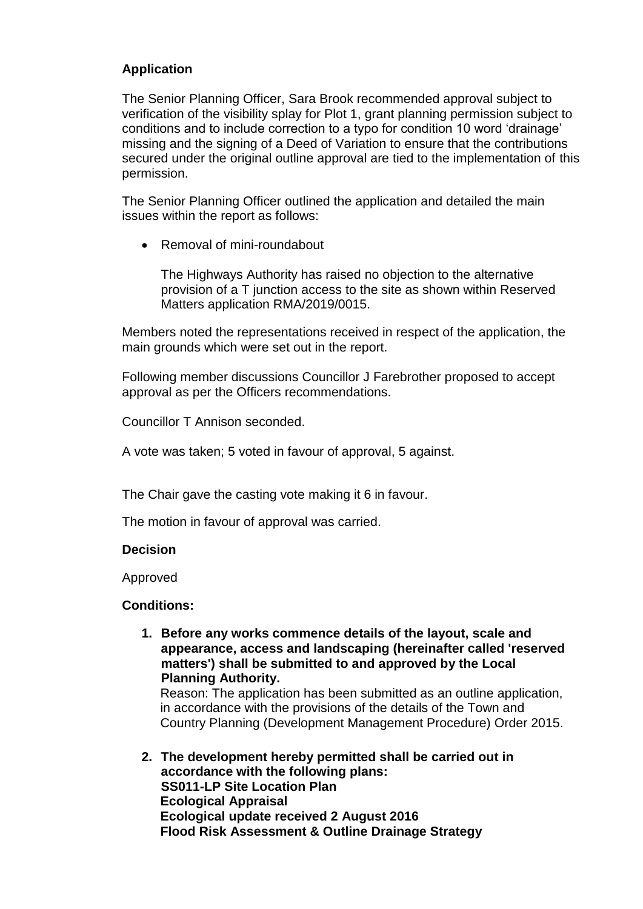**Application**

The Senior Planning Officer, Sara Brook recommended approval subject to verification of the visibility splay for Plot 1, grant planning permission subject to conditions and to include correction to a typo for condition 10 word 'drainage' missing and the signing of a Deed of Variation to ensure that the contributions secured under the original outline approval are tied to the implementation of this permission.

The Senior Planning Officer outlined the application and detailed the main issues within the report as follows:

- Removal of mini-roundabout

  The Highways Authority has raised no objection to the alternative provision of a T junction access to the site as shown within Reserved Matters application RMA/2019/0015.

Members noted the representations received in respect of the application, the main grounds which were set out in the report.

Following member discussions Councillor J Farebrother proposed to accept approval as per the Officers recommendations.

Councillor T Annison seconded.

A vote was taken; 5 voted in favour of approval, 5 against.

The Chair gave the casting vote making it 6 in favour.

The motion in favour of approval was carried.

**Decision**

Approved

**Conditions:**

1. **Before any works commence details of the layout, scale and appearance, access and landscaping (hereinafter called 'reserved matters') shall be submitted to and approved by the Local Planning Authority.**
   Reason: The application has been submitted as an outline application, in accordance with the provisions of the details of the Town and Country Planning (Development Management Procedure) Order 2015.

2. **The development hereby permitted shall be carried out in accordance with the following plans:**
   **SS011-LP Site Location Plan**
   **Ecological Appraisal**
   **Ecological update received 2 August 2016**
   **Flood Risk Assessment & Outline Drainage Strategy**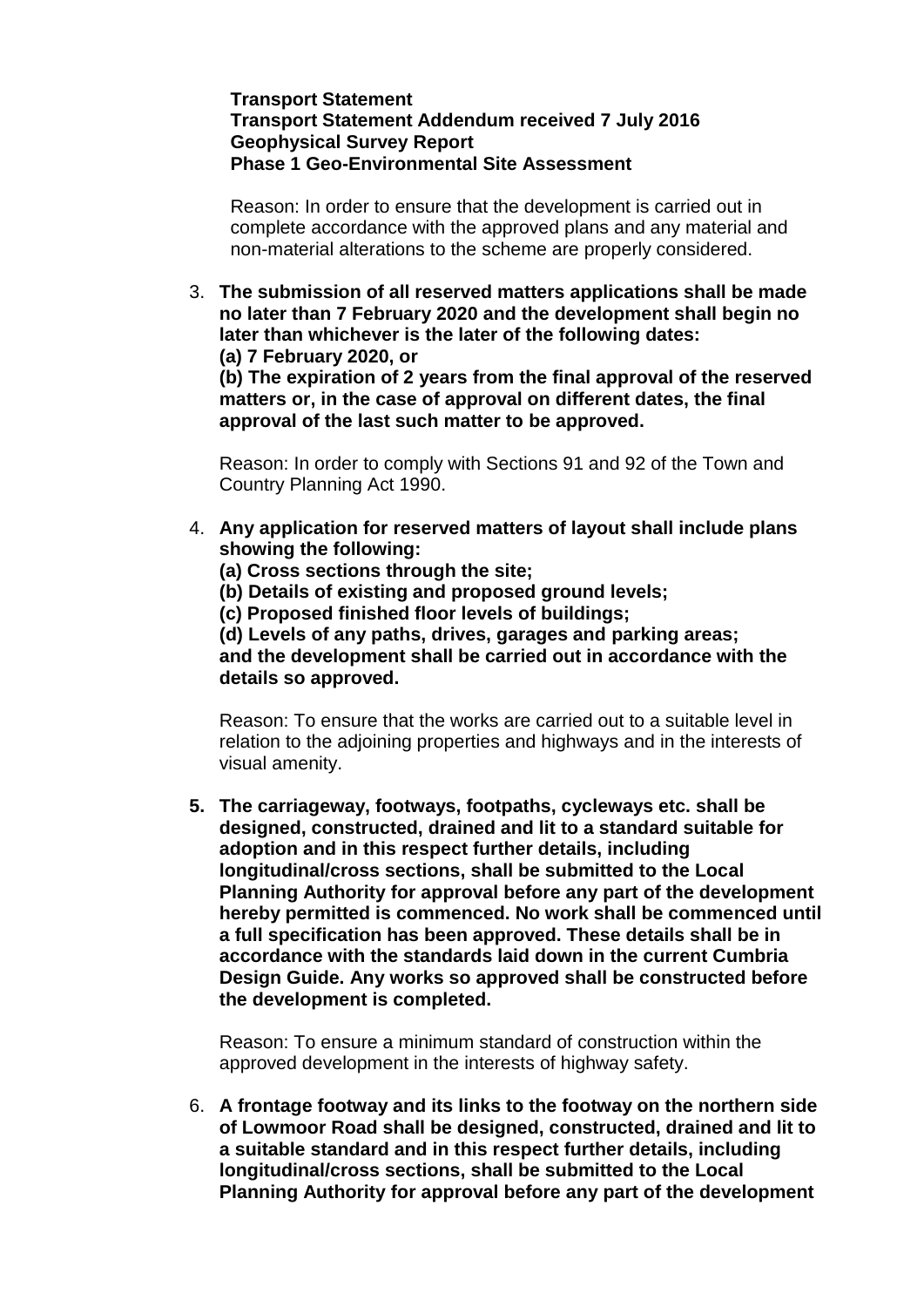**Transport Statement**
**Transport Statement Addendum received 7 July 2016**
**Geophysical Survey Report**
**Phase 1 Geo-Environmental Site Assessment**

Reason: In order to ensure that the development is carried out in complete accordance with the approved plans and any material and non-material alterations to the scheme are properly considered.

3. **The submission of all reserved matters applications shall be made no later than 7 February 2020 and the development shall begin no later than whichever is the later of the following dates:**
   **(a) 7 February 2020, or**
   **(b) The expiration of 2 years from the final approval of the reserved matters or, in the case of approval on different dates, the final approval of the last such matter to be approved.**

   Reason: In order to comply with Sections 91 and 92 of the Town and Country Planning Act 1990.

4. **Any application for reserved matters of layout shall include plans showing the following:**
   **(a) Cross sections through the site;**
   **(b) Details of existing and proposed ground levels;**
   **(c) Proposed finished floor levels of buildings;**
   **(d) Levels of any paths, drives, garages and parking areas;**
   **and the development shall be carried out in accordance with the details so approved.**

   Reason: To ensure that the works are carried out to a suitable level in relation to the adjoining properties and highways and in the interests of visual amenity.

5. **The carriageway, footways, footpaths, cycleways etc. shall be designed, constructed, drained and lit to a standard suitable for adoption and in this respect further details, including longitudinal/cross sections, shall be submitted to the Local Planning Authority for approval before any part of the development hereby permitted is commenced. No work shall be commenced until a full specification has been approved. These details shall be in accordance with the standards laid down in the current Cumbria Design Guide. Any works so approved shall be constructed before the development is completed.**

   Reason: To ensure a minimum standard of construction within the approved development in the interests of highway safety.

6. **A frontage footway and its links to the footway on the northern side of Lowmoor Road shall be designed, constructed, drained and lit to a suitable standard and in this respect further details, including longitudinal/cross sections, shall be submitted to the Local Planning Authority for approval before any part of the development**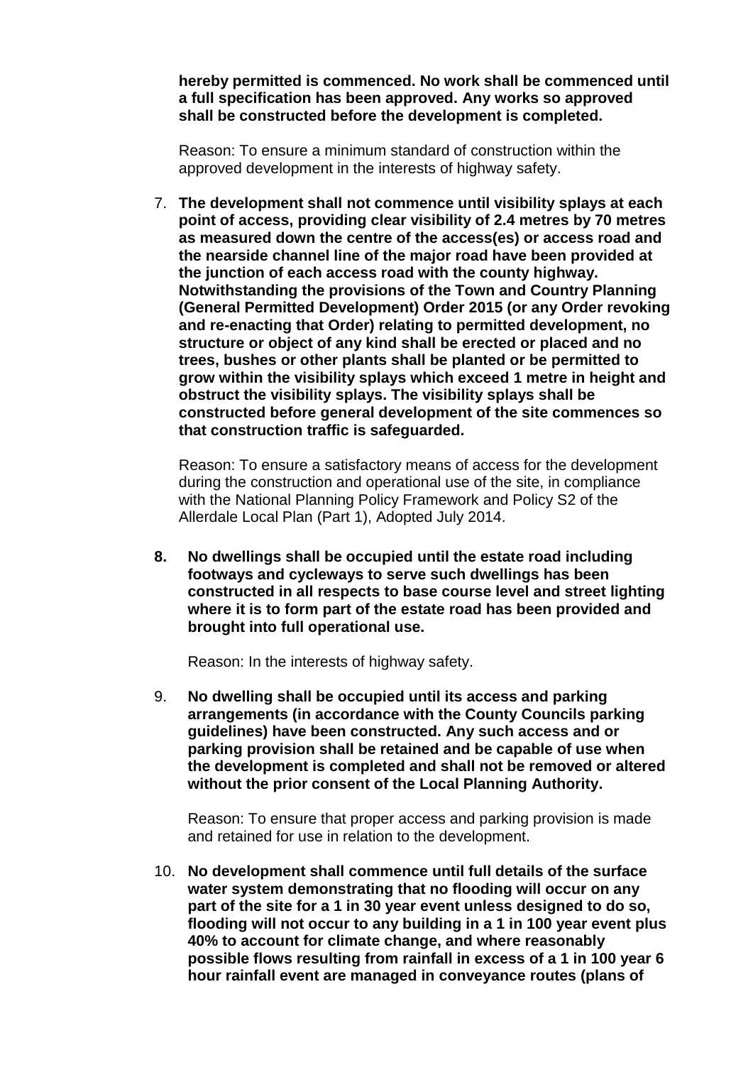**hereby permitted is commenced. No work shall be commenced until a full specification has been approved. Any works so approved shall be constructed before the development is completed.**

Reason: To ensure a minimum standard of construction within the approved development in the interests of highway safety.

7. **The development shall not commence until visibility splays at each point of access, providing clear visibility of 2.4 metres by 70 metres as measured down the centre of the access(es) or access road and the nearside channel line of the major road have been provided at the junction of each access road with the county highway. Notwithstanding the provisions of the Town and Country Planning (General Permitted Development) Order 2015 (or any Order revoking and re-enacting that Order) relating to permitted development, no structure or object of any kind shall be erected or placed and no trees, bushes or other plants shall be planted or be permitted to grow within the visibility splays which exceed 1 metre in height and obstruct the visibility splays. The visibility splays shall be constructed before general development of the site commences so that construction traffic is safeguarded.**

   Reason: To ensure a satisfactory means of access for the development during the construction and operational use of the site, in compliance with the National Planning Policy Framework and Policy S2 of the Allerdale Local Plan (Part 1), Adopted July 2014.

8. **No dwellings shall be occupied until the estate road including footways and cycleways to serve such dwellings has been constructed in all respects to base course level and street lighting where it is to form part of the estate road has been provided and brought into full operational use.**

   Reason: In the interests of highway safety.

9. **No dwelling shall be occupied until its access and parking arrangements (in accordance with the County Councils parking guidelines) have been constructed. Any such access and or parking provision shall be retained and be capable of use when the development is completed and shall not be removed or altered without the prior consent of the Local Planning Authority.**

   Reason: To ensure that proper access and parking provision is made and retained for use in relation to the development.

10. **No development shall commence until full details of the surface water system demonstrating that no flooding will occur on any part of the site for a 1 in 30 year event unless designed to do so, flooding will not occur to any building in a 1 in 100 year event plus 40% to account for climate change, and where reasonably possible flows resulting from rainfall in excess of a 1 in 100 year 6 hour rainfall event are managed in conveyance routes (plans of**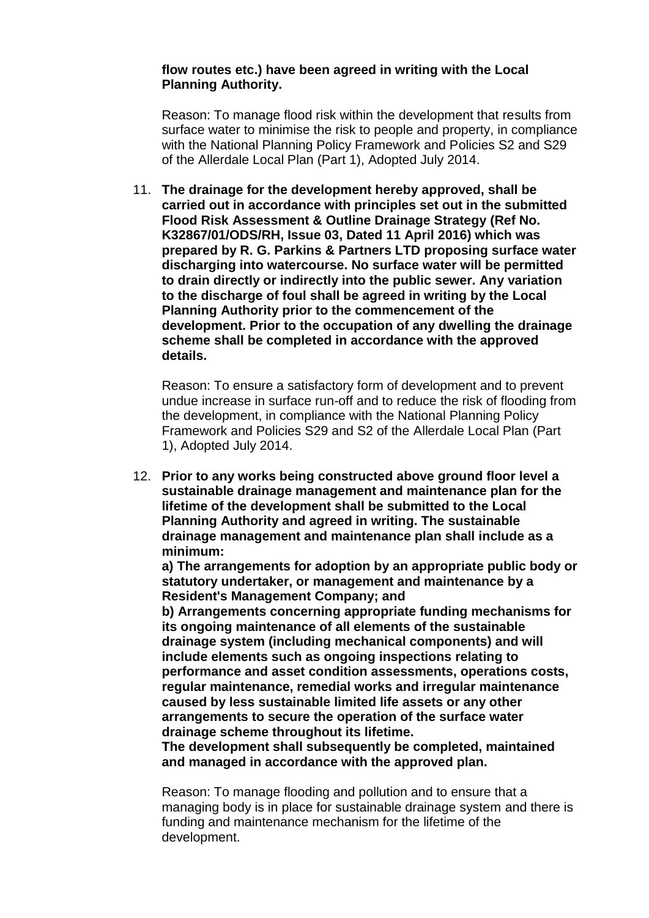**flow routes etc.) have been agreed in writing with the Local Planning Authority.**

Reason: To manage flood risk within the development that results from surface water to minimise the risk to people and property, in compliance with the National Planning Policy Framework and Policies S2 and S29 of the Allerdale Local Plan (Part 1), Adopted July 2014.

11. **The drainage for the development hereby approved, shall be carried out in accordance with principles set out in the submitted Flood Risk Assessment & Outline Drainage Strategy (Ref No. K32867/01/ODS/RH, Issue 03, Dated 11 April 2016) which was prepared by R. G. Parkins & Partners LTD proposing surface water discharging into watercourse. No surface water will be permitted to drain directly or indirectly into the public sewer. Any variation to the discharge of foul shall be agreed in writing by the Local Planning Authority prior to the commencement of the development. Prior to the occupation of any dwelling the drainage scheme shall be completed in accordance with the approved details.**

    Reason: To ensure a satisfactory form of development and to prevent undue increase in surface run-off and to reduce the risk of flooding from the development, in compliance with the National Planning Policy Framework and Policies S29 and S2 of the Allerdale Local Plan (Part 1), Adopted July 2014.

12. **Prior to any works being constructed above ground floor level a sustainable drainage management and maintenance plan for the lifetime of the development shall be submitted to the Local Planning Authority and agreed in writing. The sustainable drainage management and maintenance plan shall include as a minimum:**
    **a) The arrangements for adoption by an appropriate public body or statutory undertaker, or management and maintenance by a Resident's Management Company; and**
    **b) Arrangements concerning appropriate funding mechanisms for its ongoing maintenance of all elements of the sustainable drainage system (including mechanical components) and will include elements such as ongoing inspections relating to performance and asset condition assessments, operations costs, regular maintenance, remedial works and irregular maintenance caused by less sustainable limited life assets or any other arrangements to secure the operation of the surface water drainage scheme throughout its lifetime.**
    **The development shall subsequently be completed, maintained and managed in accordance with the approved plan.**

    Reason: To manage flooding and pollution and to ensure that a managing body is in place for sustainable drainage system and there is funding and maintenance mechanism for the lifetime of the development.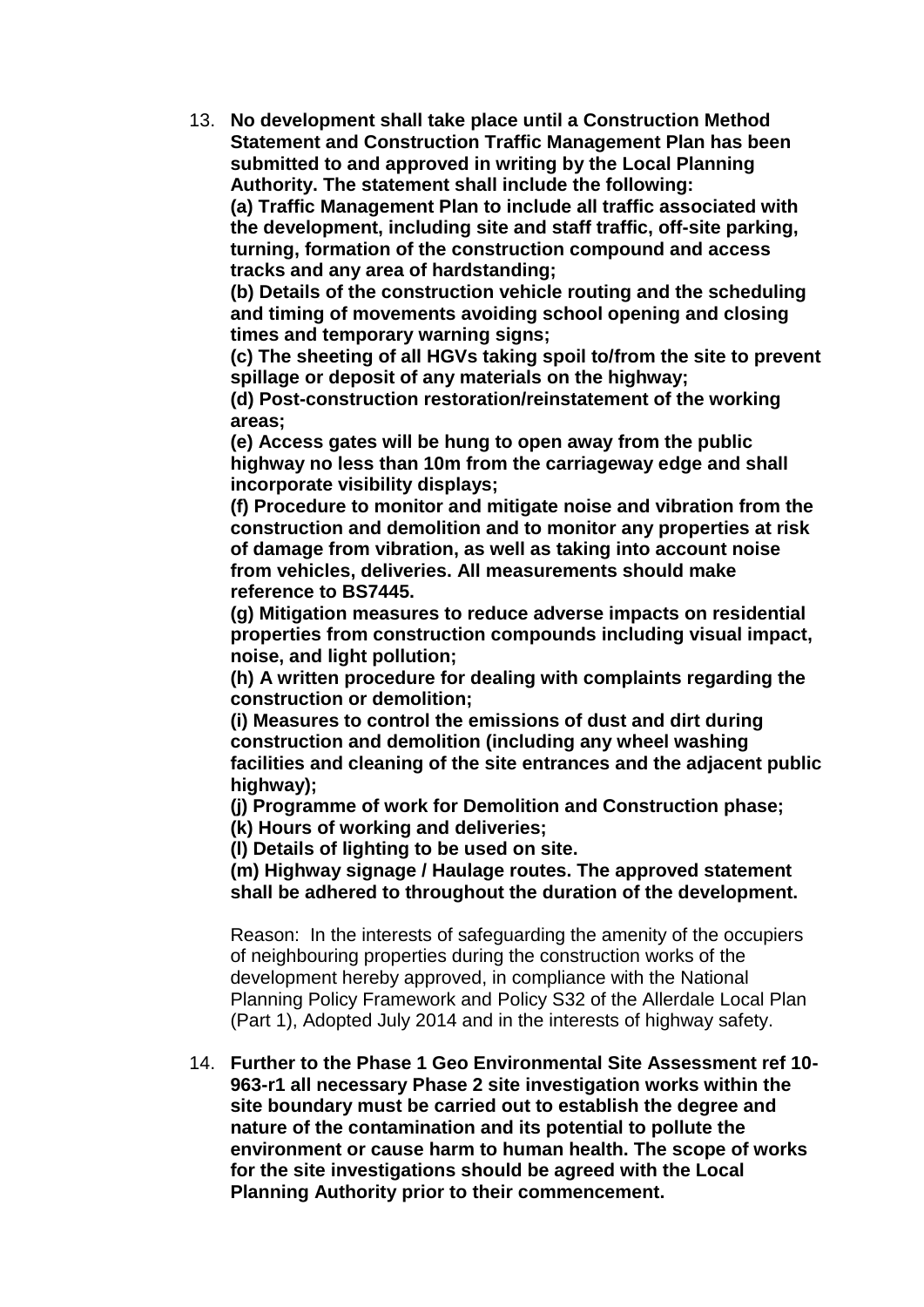13. **No development shall take place until a Construction Method Statement and Construction Traffic Management Plan has been submitted to and approved in writing by the Local Planning Authority. The statement shall include the following:**
    **(a) Traffic Management Plan to include all traffic associated with the development, including site and staff traffic, off-site parking, turning, formation of the construction compound and access tracks and any area of hardstanding;**
    **(b) Details of the construction vehicle routing and the scheduling and timing of movements avoiding school opening and closing times and temporary warning signs;**
    **(c) The sheeting of all HGVs taking spoil to/from the site to prevent spillage or deposit of any materials on the highway;**
    **(d) Post-construction restoration/reinstatement of the working areas;**
    **(e) Access gates will be hung to open away from the public highway no less than 10m from the carriageway edge and shall incorporate visibility displays;**
    **(f) Procedure to monitor and mitigate noise and vibration from the construction and demolition and to monitor any properties at risk of damage from vibration, as well as taking into account noise from vehicles, deliveries. All measurements should make reference to BS7445.**
    **(g) Mitigation measures to reduce adverse impacts on residential properties from construction compounds including visual impact, noise, and light pollution;**
    **(h) A written procedure for dealing with complaints regarding the construction or demolition;**
    **(i) Measures to control the emissions of dust and dirt during construction and demolition (including any wheel washing facilities and cleaning of the site entrances and the adjacent public highway);**
    **(j) Programme of work for Demolition and Construction phase;**
    **(k) Hours of working and deliveries;**
    **(l) Details of lighting to be used on site.**
    **(m) Highway signage / Haulage routes. The approved statement shall be adhered to throughout the duration of the development.**

    Reason: In the interests of safeguarding the amenity of the occupiers of neighbouring properties during the construction works of the development hereby approved, in compliance with the National Planning Policy Framework and Policy S32 of the Allerdale Local Plan (Part 1), Adopted July 2014 and in the interests of highway safety.

14. **Further to the Phase 1 Geo Environmental Site Assessment ref 10-963-r1 all necessary Phase 2 site investigation works within the site boundary must be carried out to establish the degree and nature of the contamination and its potential to pollute the environment or cause harm to human health. The scope of works for the site investigations should be agreed with the Local Planning Authority prior to their commencement.**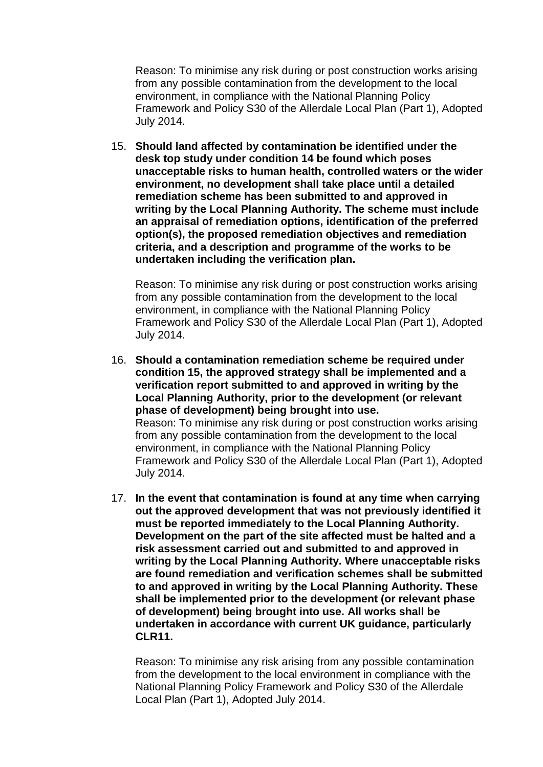Reason: To minimise any risk during or post construction works arising from any possible contamination from the development to the local environment, in compliance with the National Planning Policy Framework and Policy S30 of the Allerdale Local Plan (Part 1), Adopted July 2014.

15. **Should land affected by contamination be identified under the desk top study under condition 14 be found which poses unacceptable risks to human health, controlled waters or the wider environment, no development shall take place until a detailed remediation scheme has been submitted to and approved in writing by the Local Planning Authority. The scheme must include an appraisal of remediation options, identification of the preferred option(s), the proposed remediation objectives and remediation criteria, and a description and programme of the works to be undertaken including the verification plan.**

    Reason: To minimise any risk during or post construction works arising from any possible contamination from the development to the local environment, in compliance with the National Planning Policy Framework and Policy S30 of the Allerdale Local Plan (Part 1), Adopted July 2014.

16. **Should a contamination remediation scheme be required under condition 15, the approved strategy shall be implemented and a verification report submitted to and approved in writing by the Local Planning Authority, prior to the development (or relevant phase of development) being brought into use.**
    Reason: To minimise any risk during or post construction works arising from any possible contamination from the development to the local environment, in compliance with the National Planning Policy Framework and Policy S30 of the Allerdale Local Plan (Part 1), Adopted July 2014.

17. **In the event that contamination is found at any time when carrying out the approved development that was not previously identified it must be reported immediately to the Local Planning Authority. Development on the part of the site affected must be halted and a risk assessment carried out and submitted to and approved in writing by the Local Planning Authority. Where unacceptable risks are found remediation and verification schemes shall be submitted to and approved in writing by the Local Planning Authority. These shall be implemented prior to the development (or relevant phase of development) being brought into use. All works shall be undertaken in accordance with current UK guidance, particularly CLR11.**

    Reason: To minimise any risk arising from any possible contamination from the development to the local environment in compliance with the National Planning Policy Framework and Policy S30 of the Allerdale Local Plan (Part 1), Adopted July 2014.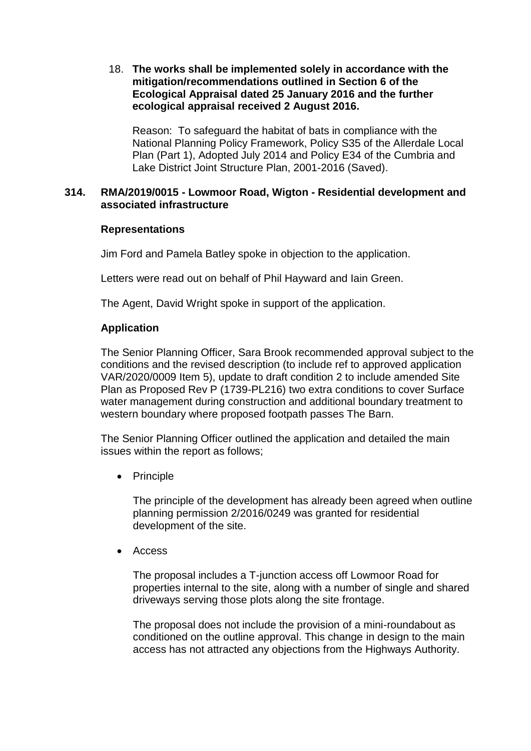18. **The works shall be implemented solely in accordance with the mitigation/recommendations outlined in Section 6 of the Ecological Appraisal dated 25 January 2016 and the further ecological appraisal received 2 August 2016.**

    Reason: To safeguard the habitat of bats in compliance with the National Planning Policy Framework, Policy S35 of the Allerdale Local Plan (Part 1), Adopted July 2014 and Policy E34 of the Cumbria and Lake District Joint Structure Plan, 2001-2016 (Saved).

## 314. RMA/2019/0015 - Lowmoor Road, Wigton - Residential development and associated infrastructure

### Representations

Jim Ford and Pamela Batley spoke in objection to the application.

Letters were read out on behalf of Phil Hayward and Iain Green.

The Agent, David Wright spoke in support of the application.

### Application

The Senior Planning Officer, Sara Brook recommended approval subject to the conditions and the revised description (to include ref to approved application VAR/2020/0009 Item 5), update to draft condition 2 to include amended Site Plan as Proposed Rev P (1739-PL216) two extra conditions to cover Surface water management during construction and additional boundary treatment to western boundary where proposed footpath passes The Barn.

The Senior Planning Officer outlined the application and detailed the main issues within the report as follows;

- Principle

  The principle of the development has already been agreed when outline planning permission 2/2016/0249 was granted for residential development of the site.

- Access

  The proposal includes a T-junction access off Lowmoor Road for properties internal to the site, along with a number of single and shared driveways serving those plots along the site frontage.

  The proposal does not include the provision of a mini-roundabout as conditioned on the outline approval. This change in design to the main access has not attracted any objections from the Highways Authority.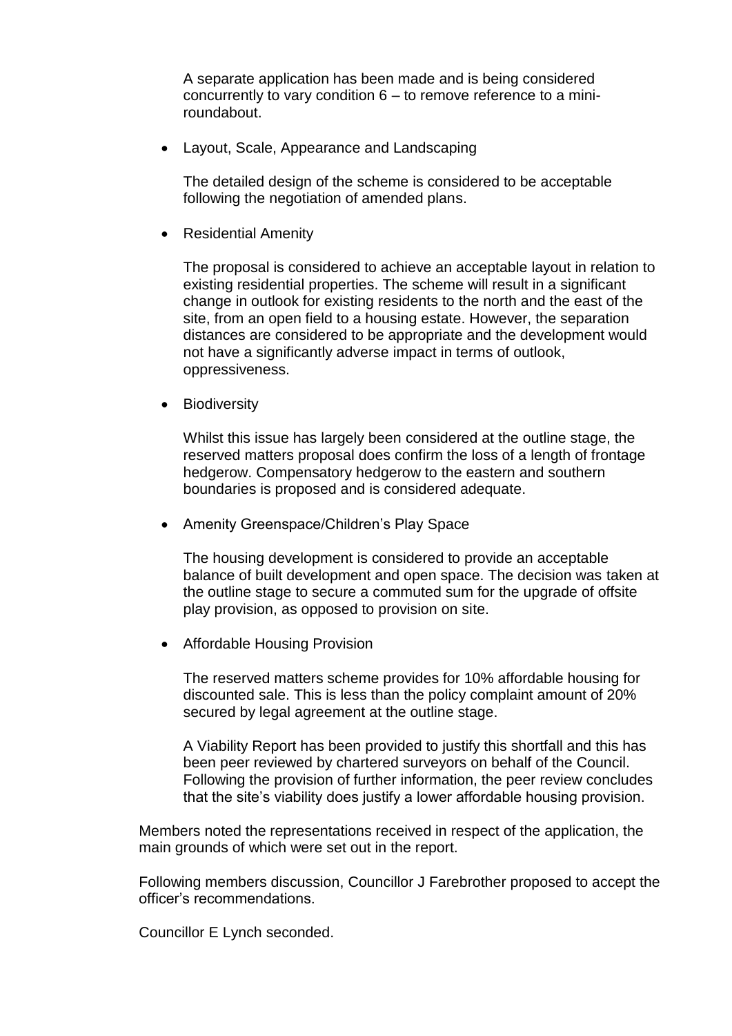A separate application has been made and is being considered concurrently to vary condition 6 – to remove reference to a mini-roundabout.

- Layout, Scale, Appearance and Landscaping

  The detailed design of the scheme is considered to be acceptable following the negotiation of amended plans.

- Residential Amenity

  The proposal is considered to achieve an acceptable layout in relation to existing residential properties. The scheme will result in a significant change in outlook for existing residents to the north and the east of the site, from an open field to a housing estate. However, the separation distances are considered to be appropriate and the development would not have a significantly adverse impact in terms of outlook, oppressiveness.

- Biodiversity

  Whilst this issue has largely been considered at the outline stage, the reserved matters proposal does confirm the loss of a length of frontage hedgerow. Compensatory hedgerow to the eastern and southern boundaries is proposed and is considered adequate.

- Amenity Greenspace/Children's Play Space

  The housing development is considered to provide an acceptable balance of built development and open space. The decision was taken at the outline stage to secure a commuted sum for the upgrade of offsite play provision, as opposed to provision on site.

- Affordable Housing Provision

  The reserved matters scheme provides for 10% affordable housing for discounted sale. This is less than the policy complaint amount of 20% secured by legal agreement at the outline stage.

  A Viability Report has been provided to justify this shortfall and this has been peer reviewed by chartered surveyors on behalf of the Council. Following the provision of further information, the peer review concludes that the site's viability does justify a lower affordable housing provision.

Members noted the representations received in respect of the application, the main grounds of which were set out in the report.

Following members discussion, Councillor J Farebrother proposed to accept the officer's recommendations.

Councillor E Lynch seconded.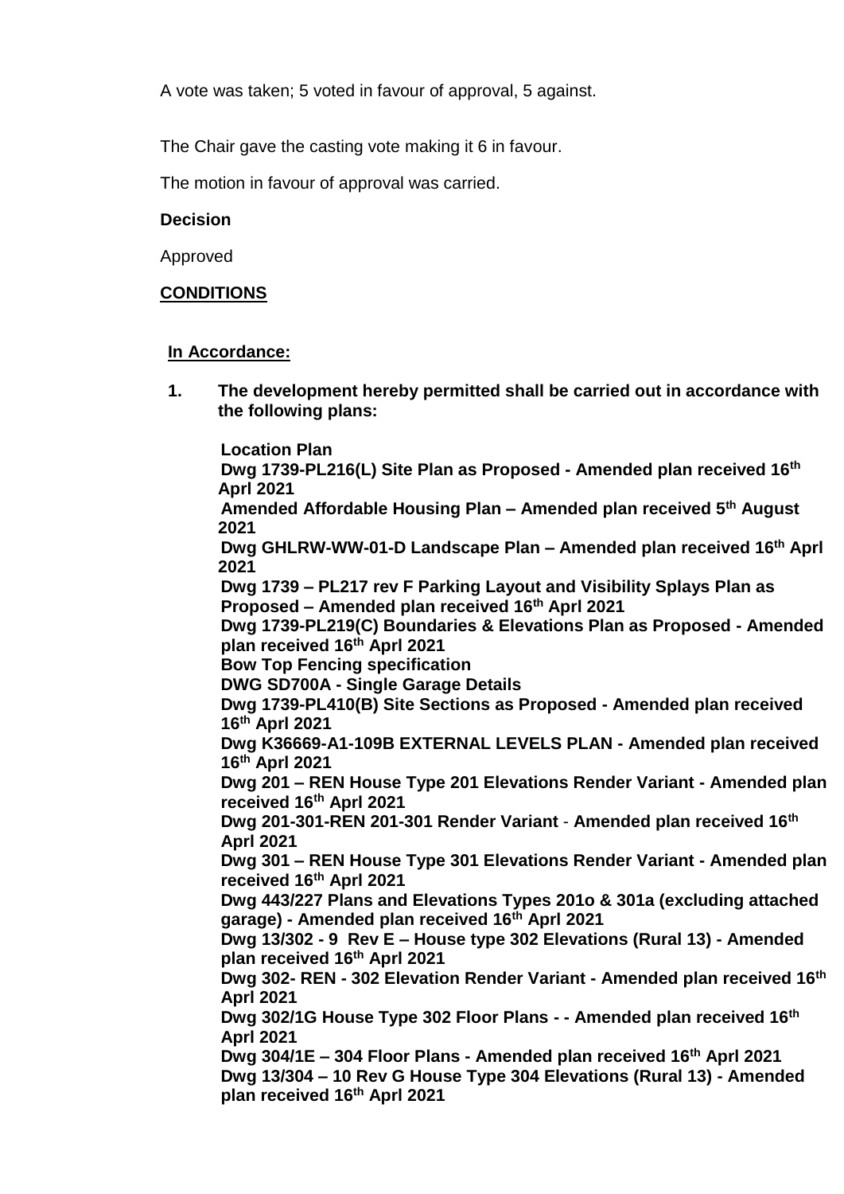A vote was taken; 5 voted in favour of approval, 5 against.

The Chair gave the casting vote making it 6 in favour.

The motion in favour of approval was carried.

**Decision**

Approved

**CONDITIONS**

**In Accordance:**

**1. The development hereby permitted shall be carried out in accordance with the following plans:**

**Location Plan**
**Dwg 1739-PL216(L) Site Plan as Proposed - Amended plan received 16th Aprl 2021**
**Amended Affordable Housing Plan – Amended plan received 5th August 2021**
**Dwg GHLRW-WW-01-D Landscape Plan – Amended plan received 16th Aprl 2021**
**Dwg 1739 – PL217 rev F Parking Layout and Visibility Splays Plan as Proposed – Amended plan received 16th Aprl 2021**
**Dwg 1739-PL219(C) Boundaries & Elevations Plan as Proposed - Amended plan received 16th Aprl 2021**
**Bow Top Fencing specification**
**DWG SD700A - Single Garage Details**
**Dwg 1739-PL410(B) Site Sections as Proposed - Amended plan received 16th Aprl 2021**
**Dwg K36669-A1-109B EXTERNAL LEVELS PLAN - Amended plan received 16th Aprl 2021**
**Dwg 201 – REN House Type 201 Elevations Render Variant - Amended plan received 16th Aprl 2021**
**Dwg 201-301-REN 201-301 Render Variant - Amended plan received 16th Aprl 2021**
**Dwg 301 – REN House Type 301 Elevations Render Variant - Amended plan received 16th Aprl 2021**
**Dwg 443/227 Plans and Elevations Types 201o & 301a (excluding attached garage) - Amended plan received 16th Aprl 2021**
**Dwg 13/302 - 9 Rev E – House type 302 Elevations (Rural 13) - Amended plan received 16th Aprl 2021**
**Dwg 302- REN - 302 Elevation Render Variant - Amended plan received 16th Aprl 2021**
**Dwg 302/1G House Type 302 Floor Plans - - Amended plan received 16th Aprl 2021**
**Dwg 304/1E – 304 Floor Plans - Amended plan received 16th Aprl 2021**
**Dwg 13/304 – 10 Rev G House Type 304 Elevations (Rural 13) - Amended plan received 16th Aprl 2021**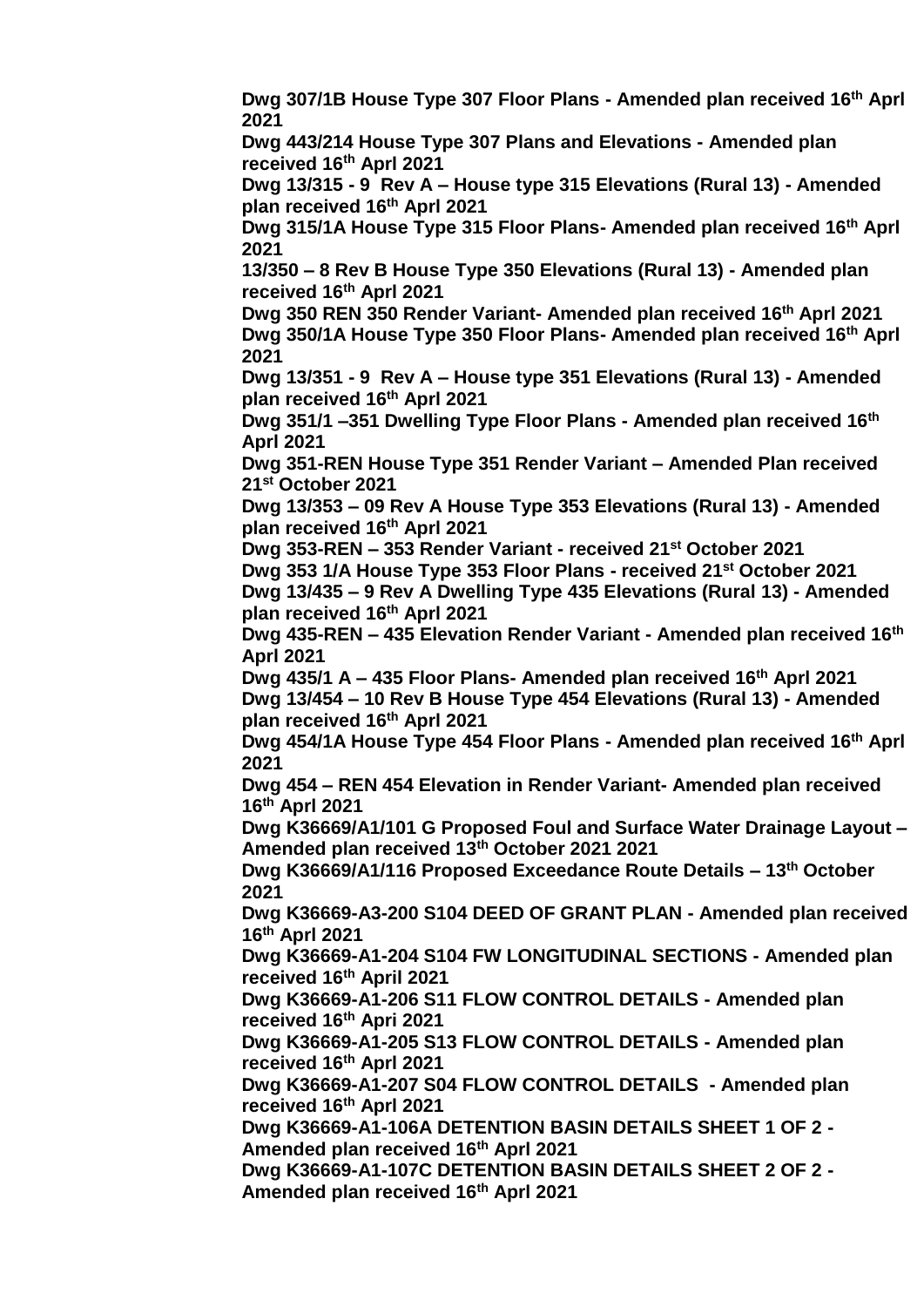**Dwg 307/1B House Type 307 Floor Plans - Amended plan received 16th Aprl 2021**

**Dwg 443/214 House Type 307 Plans and Elevations - Amended plan received 16th Aprl 2021**

**Dwg 13/315 - 9 Rev A – House type 315 Elevations (Rural 13) - Amended plan received 16th Aprl 2021**

**Dwg 315/1A House Type 315 Floor Plans- Amended plan received 16th Aprl 2021**

**13/350 – 8 Rev B House Type 350 Elevations (Rural 13) - Amended plan received 16th Aprl 2021**

**Dwg 350 REN 350 Render Variant- Amended plan received 16th Aprl 2021**

**Dwg 350/1A House Type 350 Floor Plans- Amended plan received 16th Aprl 2021**

**Dwg 13/351 - 9 Rev A – House type 351 Elevations (Rural 13) - Amended plan received 16th Aprl 2021**

**Dwg 351/1 –351 Dwelling Type Floor Plans - Amended plan received 16th Aprl 2021**

**Dwg 351-REN House Type 351 Render Variant – Amended Plan received 21st October 2021**

**Dwg 13/353 – 09 Rev A House Type 353 Elevations (Rural 13) - Amended plan received 16th Aprl 2021**

**Dwg 353-REN – 353 Render Variant - received 21st October 2021**

**Dwg 353 1/A House Type 353 Floor Plans - received 21st October 2021**

**Dwg 13/435 – 9 Rev A Dwelling Type 435 Elevations (Rural 13) - Amended plan received 16th Aprl 2021**

**Dwg 435-REN – 435 Elevation Render Variant - Amended plan received 16th Aprl 2021**

**Dwg 435/1 A – 435 Floor Plans- Amended plan received 16th Aprl 2021**

**Dwg 13/454 – 10 Rev B House Type 454 Elevations (Rural 13) - Amended plan received 16th Aprl 2021**

**Dwg 454/1A House Type 454 Floor Plans - Amended plan received 16th Aprl 2021**

**Dwg 454 – REN 454 Elevation in Render Variant- Amended plan received 16th Aprl 2021**

**Dwg K36669/A1/101 G Proposed Foul and Surface Water Drainage Layout – Amended plan received 13th October 2021 2021**

**Dwg K36669/A1/116 Proposed Exceedance Route Details – 13th October 2021**

**Dwg K36669-A3-200 S104 DEED OF GRANT PLAN - Amended plan received 16th Aprl 2021**

**Dwg K36669-A1-204 S104 FW LONGITUDINAL SECTIONS - Amended plan received 16th April 2021**

**Dwg K36669-A1-206 S11 FLOW CONTROL DETAILS - Amended plan received 16th Apri 2021**

**Dwg K36669-A1-205 S13 FLOW CONTROL DETAILS - Amended plan received 16th Aprl 2021**

**Dwg K36669-A1-207 S04 FLOW CONTROL DETAILS - Amended plan received 16th Aprl 2021**

**Dwg K36669-A1-106A DETENTION BASIN DETAILS SHEET 1 OF 2 - Amended plan received 16th Aprl 2021**

**Dwg K36669-A1-107C DETENTION BASIN DETAILS SHEET 2 OF 2 - Amended plan received 16th Aprl 2021**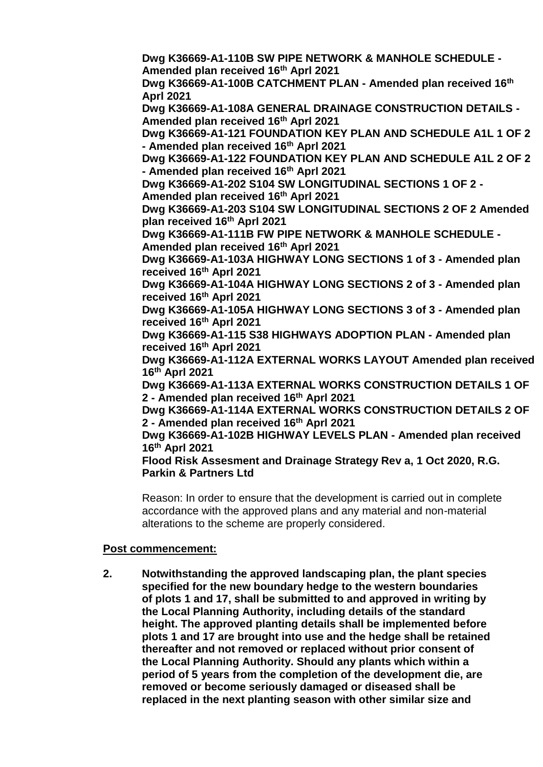**Dwg K36669-A1-110B SW PIPE NETWORK & MANHOLE SCHEDULE - Amended plan received 16th Aprl 2021**
**Dwg K36669-A1-100B CATCHMENT PLAN - Amended plan received 16th Aprl 2021**
**Dwg K36669-A1-108A GENERAL DRAINAGE CONSTRUCTION DETAILS - Amended plan received 16th Aprl 2021**
**Dwg K36669-A1-121 FOUNDATION KEY PLAN AND SCHEDULE A1L 1 OF 2 - Amended plan received 16th Aprl 2021**
**Dwg K36669-A1-122 FOUNDATION KEY PLAN AND SCHEDULE A1L 2 OF 2 - Amended plan received 16th Aprl 2021**
**Dwg K36669-A1-202 S104 SW LONGITUDINAL SECTIONS 1 OF 2 - Amended plan received 16th Aprl 2021**
**Dwg K36669-A1-203 S104 SW LONGITUDINAL SECTIONS 2 OF 2 Amended plan received 16th Aprl 2021**
**Dwg K36669-A1-111B FW PIPE NETWORK & MANHOLE SCHEDULE - Amended plan received 16th Aprl 2021**
**Dwg K36669-A1-103A HIGHWAY LONG SECTIONS 1 of 3 - Amended plan received 16th Aprl 2021**
**Dwg K36669-A1-104A HIGHWAY LONG SECTIONS 2 of 3 - Amended plan received 16th Aprl 2021**
**Dwg K36669-A1-105A HIGHWAY LONG SECTIONS 3 of 3 - Amended plan received 16th Aprl 2021**
**Dwg K36669-A1-115 S38 HIGHWAYS ADOPTION PLAN - Amended plan received 16th Aprl 2021**
**Dwg K36669-A1-112A EXTERNAL WORKS LAYOUT Amended plan received 16th Aprl 2021**
**Dwg K36669-A1-113A EXTERNAL WORKS CONSTRUCTION DETAILS 1 OF 2 - Amended plan received 16th Aprl 2021**
**Dwg K36669-A1-114A EXTERNAL WORKS CONSTRUCTION DETAILS 2 OF 2 - Amended plan received 16th Aprl 2021**
**Dwg K36669-A1-102B HIGHWAY LEVELS PLAN - Amended plan received 16th Aprl 2021**
**Flood Risk Assesment and Drainage Strategy Rev a, 1 Oct 2020, R.G. Parkin & Partners Ltd**

Reason: In order to ensure that the development is carried out in complete accordance with the approved plans and any material and non-material alterations to the scheme are properly considered.

**Post commencement:**

2. **Notwithstanding the approved landscaping plan, the plant species specified for the new boundary hedge to the western boundaries of plots 1 and 17, shall be submitted to and approved in writing by the Local Planning Authority, including details of the standard height. The approved planting details shall be implemented before plots 1 and 17 are brought into use and the hedge shall be retained thereafter and not removed or replaced without prior consent of the Local Planning Authority. Should any plants which within a period of 5 years from the completion of the development die, are removed or become seriously damaged or diseased shall be replaced in the next planting season with other similar size and**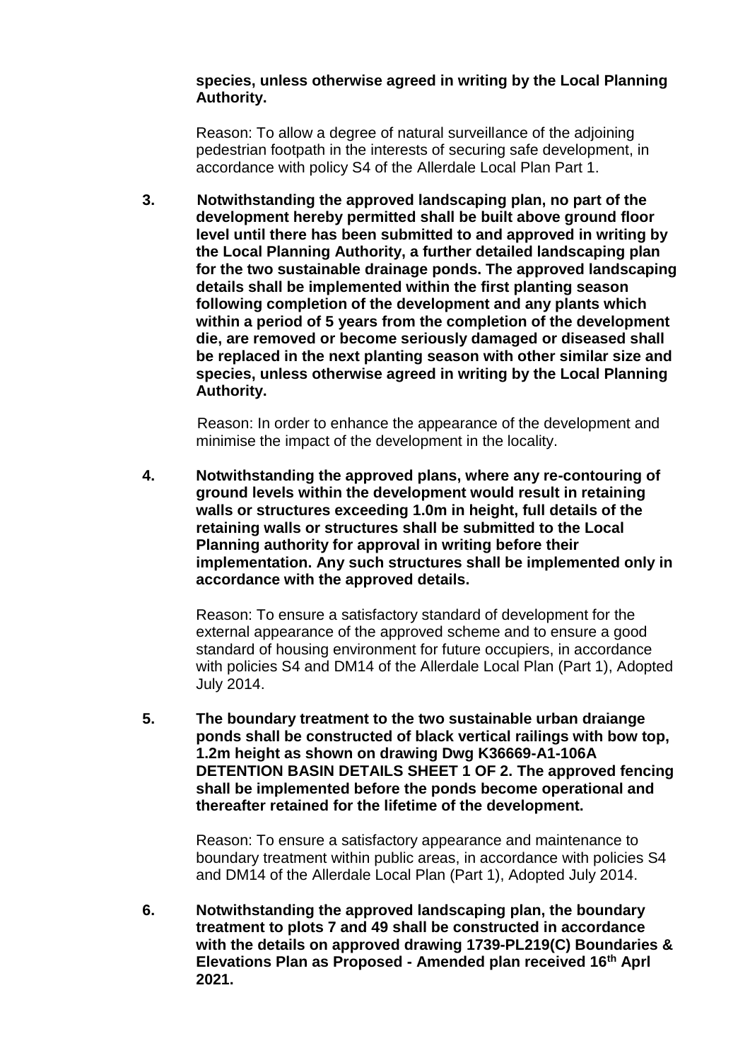**species, unless otherwise agreed in writing by the Local Planning Authority.**

Reason: To allow a degree of natural surveillance of the adjoining pedestrian footpath in the interests of securing safe development, in accordance with policy S4 of the Allerdale Local Plan Part 1.

**3. Notwithstanding the approved landscaping plan, no part of the development hereby permitted shall be built above ground floor level until there has been submitted to and approved in writing by the Local Planning Authority, a further detailed landscaping plan for the two sustainable drainage ponds. The approved landscaping details shall be implemented within the first planting season following completion of the development and any plants which within a period of 5 years from the completion of the development die, are removed or become seriously damaged or diseased shall be replaced in the next planting season with other similar size and species, unless otherwise agreed in writing by the Local Planning Authority.**

Reason: In order to enhance the appearance of the development and minimise the impact of the development in the locality.

**4. Notwithstanding the approved plans, where any re-contouring of ground levels within the development would result in retaining walls or structures exceeding 1.0m in height, full details of the retaining walls or structures shall be submitted to the Local Planning authority for approval in writing before their implementation. Any such structures shall be implemented only in accordance with the approved details.**

Reason: To ensure a satisfactory standard of development for the external appearance of the approved scheme and to ensure a good standard of housing environment for future occupiers, in accordance with policies S4 and DM14 of the Allerdale Local Plan (Part 1), Adopted July 2014.

**5. The boundary treatment to the two sustainable urban draiange ponds shall be constructed of black vertical railings with bow top, 1.2m height as shown on drawing Dwg K36669-A1-106A DETENTION BASIN DETAILS SHEET 1 OF 2. The approved fencing shall be implemented before the ponds become operational and thereafter retained for the lifetime of the development.**

Reason: To ensure a satisfactory appearance and maintenance to boundary treatment within public areas, in accordance with policies S4 and DM14 of the Allerdale Local Plan (Part 1), Adopted July 2014.

**6. Notwithstanding the approved landscaping plan, the boundary treatment to plots 7 and 49 shall be constructed in accordance with the details on approved drawing 1739-PL219(C) Boundaries & Elevations Plan as Proposed - Amended plan received 16th Aprl 2021.**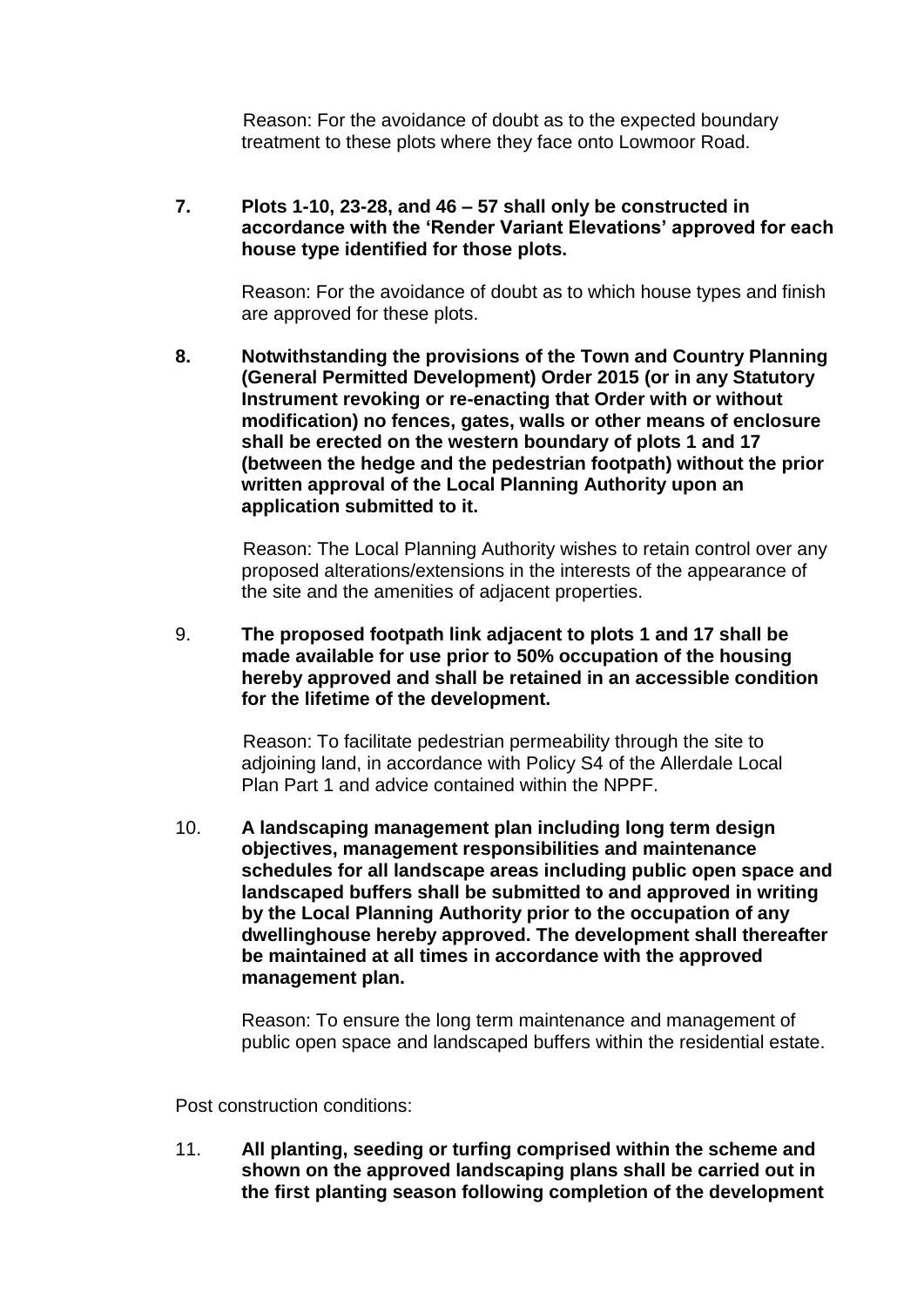Reason: For the avoidance of doubt as to the expected boundary treatment to these plots where they face onto Lowmoor Road.

7. **Plots 1-10, 23-28, and 46 – 57 shall only be constructed in accordance with the 'Render Variant Elevations' approved for each house type identified for those plots.**

   Reason: For the avoidance of doubt as to which house types and finish are approved for these plots.

8. **Notwithstanding the provisions of the Town and Country Planning (General Permitted Development) Order 2015 (or in any Statutory Instrument revoking or re-enacting that Order with or without modification) no fences, gates, walls or other means of enclosure shall be erected on the western boundary of plots 1 and 17 (between the hedge and the pedestrian footpath) without the prior written approval of the Local Planning Authority upon an application submitted to it.**

   Reason: The Local Planning Authority wishes to retain control over any proposed alterations/extensions in the interests of the appearance of the site and the amenities of adjacent properties.

9. **The proposed footpath link adjacent to plots 1 and 17 shall be made available for use prior to 50% occupation of the housing hereby approved and shall be retained in an accessible condition for the lifetime of the development.**

   Reason: To facilitate pedestrian permeability through the site to adjoining land, in accordance with Policy S4 of the Allerdale Local Plan Part 1 and advice contained within the NPPF.

10. **A landscaping management plan including long term design objectives, management responsibilities and maintenance schedules for all landscape areas including public open space and landscaped buffers shall be submitted to and approved in writing by the Local Planning Authority prior to the occupation of any dwellinghouse hereby approved. The development shall thereafter be maintained at all times in accordance with the approved management plan.**

    Reason: To ensure the long term maintenance and management of public open space and landscaped buffers within the residential estate.

Post construction conditions:

11. **All planting, seeding or turfing comprised within the scheme and shown on the approved landscaping plans shall be carried out in the first planting season following completion of the development**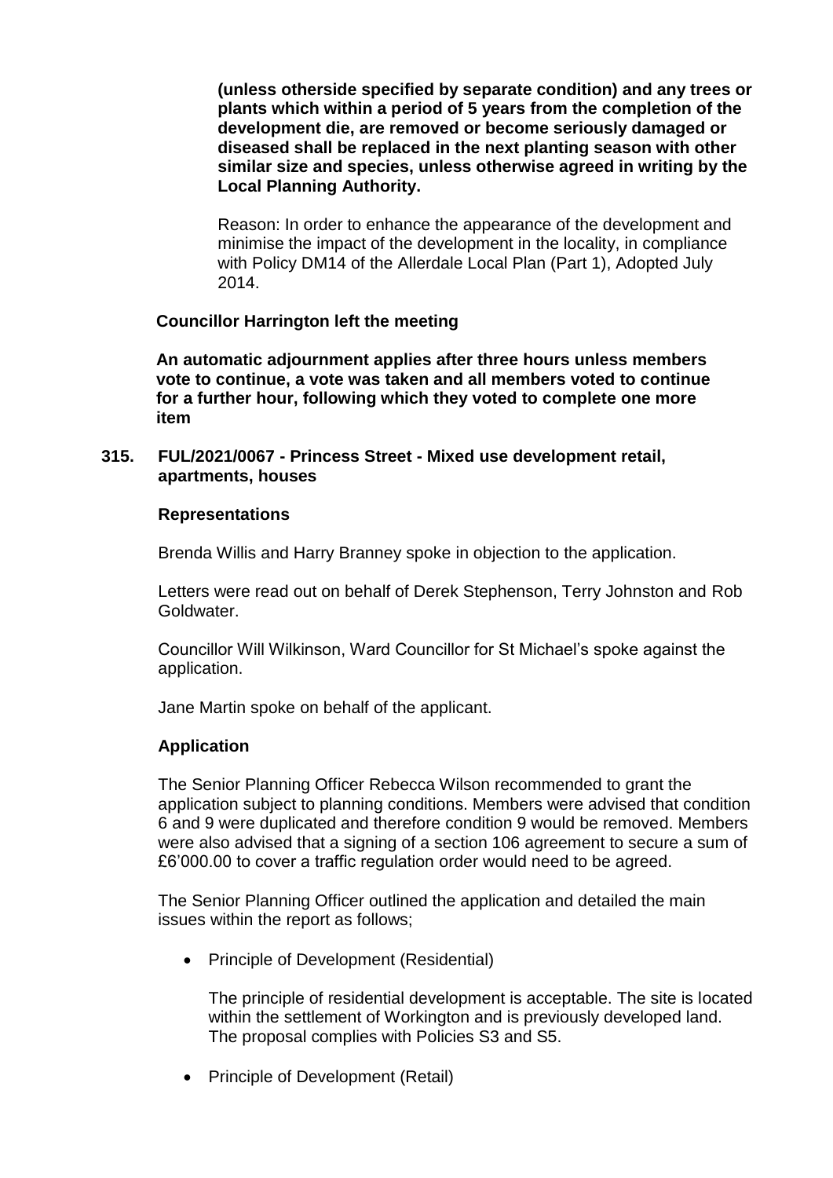**(unless otherside specified by separate condition) and any trees or plants which within a period of 5 years from the completion of the development die, are removed or become seriously damaged or diseased shall be replaced in the next planting season with other similar size and species, unless otherwise agreed in writing by the Local Planning Authority.**

Reason: In order to enhance the appearance of the development and minimise the impact of the development in the locality, in compliance with Policy DM14 of the Allerdale Local Plan (Part 1), Adopted July 2014.

**Councillor Harrington left the meeting**

**An automatic adjournment applies after three hours unless members vote to continue, a vote was taken and all members voted to continue for a further hour, following which they voted to complete one more item**

## 315. FUL/2021/0067 - Princess Street - Mixed use development retail, apartments, houses

### Representations

Brenda Willis and Harry Branney spoke in objection to the application.

Letters were read out on behalf of Derek Stephenson, Terry Johnston and Rob Goldwater.

Councillor Will Wilkinson, Ward Councillor for St Michael's spoke against the application.

Jane Martin spoke on behalf of the applicant.

### Application

The Senior Planning Officer Rebecca Wilson recommended to grant the application subject to planning conditions. Members were advised that condition 6 and 9 were duplicated and therefore condition 9 would be removed. Members were also advised that a signing of a section 106 agreement to secure a sum of £6'000.00 to cover a traffic regulation order would need to be agreed.

The Senior Planning Officer outlined the application and detailed the main issues within the report as follows;

- Principle of Development (Residential)

  The principle of residential development is acceptable. The site is located within the settlement of Workington and is previously developed land. The proposal complies with Policies S3 and S5.

- Principle of Development (Retail)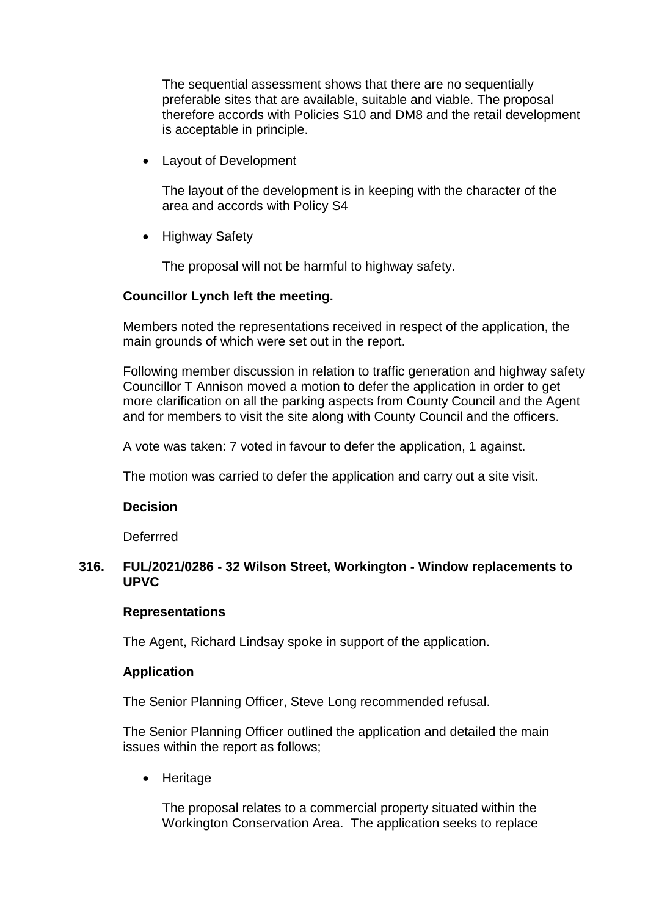The sequential assessment shows that there are no sequentially preferable sites that are available, suitable and viable. The proposal therefore accords with Policies S10 and DM8 and the retail development is acceptable in principle.

- Layout of Development

  The layout of the development is in keeping with the character of the area and accords with Policy S4

- Highway Safety

  The proposal will not be harmful to highway safety.

**Councillor Lynch left the meeting.**

Members noted the representations received in respect of the application, the main grounds of which were set out in the report.

Following member discussion in relation to traffic generation and highway safety Councillor T Annison moved a motion to defer the application in order to get more clarification on all the parking aspects from County Council and the Agent and for members to visit the site along with County Council and the officers.

A vote was taken: 7 voted in favour to defer the application, 1 against.

The motion was carried to defer the application and carry out a site visit.

**Decision**

Deferrred

**316. FUL/2021/0286 - 32 Wilson Street, Workington - Window replacements to UPVC**

**Representations**

The Agent, Richard Lindsay spoke in support of the application.

**Application**

The Senior Planning Officer, Steve Long recommended refusal.

The Senior Planning Officer outlined the application and detailed the main issues within the report as follows;

- Heritage

  The proposal relates to a commercial property situated within the Workington Conservation Area. The application seeks to replace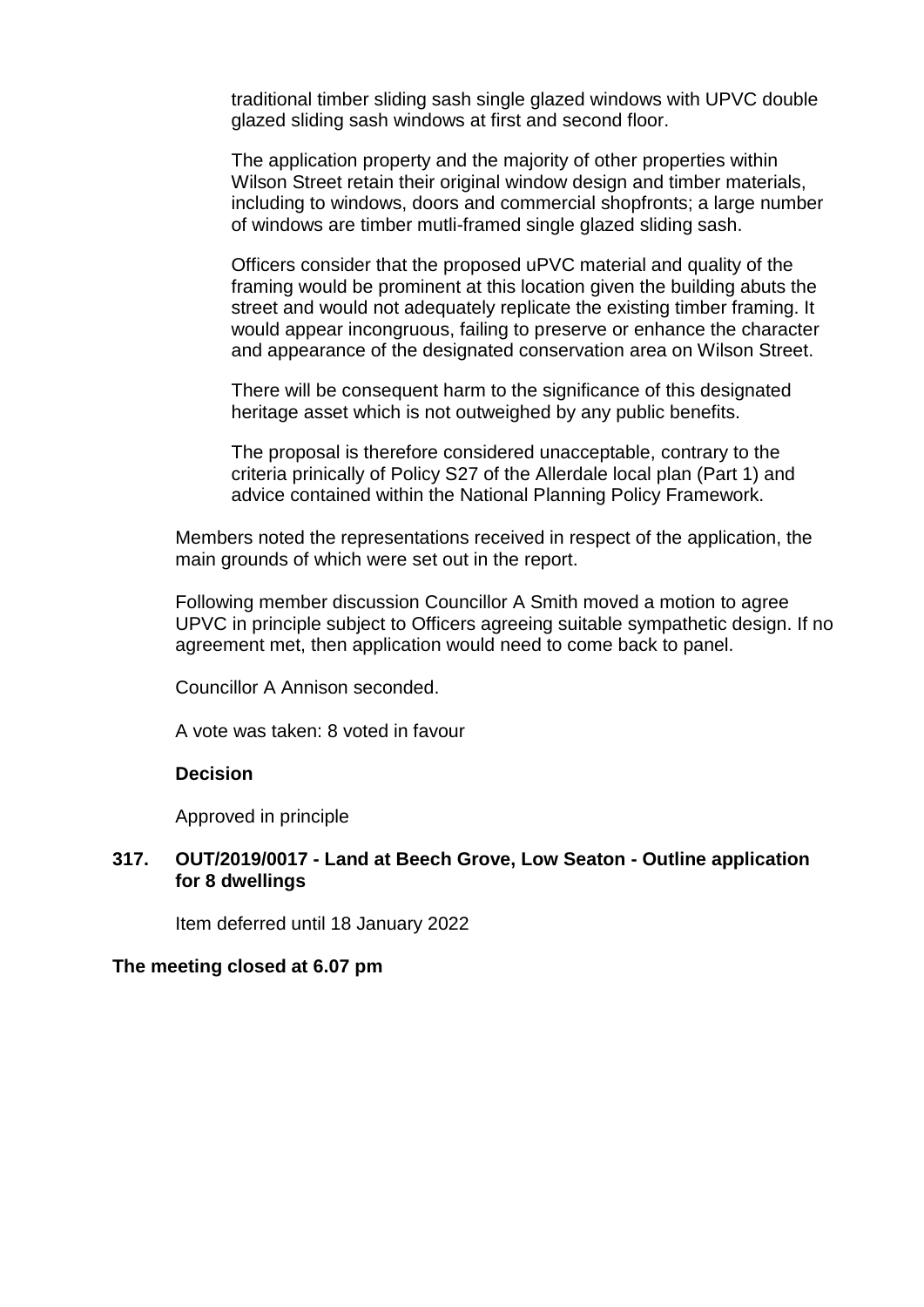traditional timber sliding sash single glazed windows with UPVC double glazed sliding sash windows at first and second floor.

The application property and the majority of other properties within Wilson Street retain their original window design and timber materials, including to windows, doors and commercial shopfronts; a large number of windows are timber mutli-framed single glazed sliding sash.

Officers consider that the proposed uPVC material and quality of the framing would be prominent at this location given the building abuts the street and would not adequately replicate the existing timber framing. It would appear incongruous, failing to preserve or enhance the character and appearance of the designated conservation area on Wilson Street.

There will be consequent harm to the significance of this designated heritage asset which is not outweighed by any public benefits.

The proposal is therefore considered unacceptable, contrary to the criteria prinically of Policy S27 of the Allerdale local plan (Part 1) and advice contained within the National Planning Policy Framework.

Members noted the representations received in respect of the application, the main grounds of which were set out in the report.

Following member discussion Councillor A Smith moved a motion to agree UPVC in principle subject to Officers agreeing suitable sympathetic design. If no agreement met, then application would need to come back to panel.

Councillor A Annison seconded.

A vote was taken: 8 voted in favour

**Decision**

Approved in principle

### 317. OUT/2019/0017 - Land at Beech Grove, Low Seaton - Outline application for 8 dwellings

Item deferred until 18 January 2022

**The meeting closed at 6.07 pm**